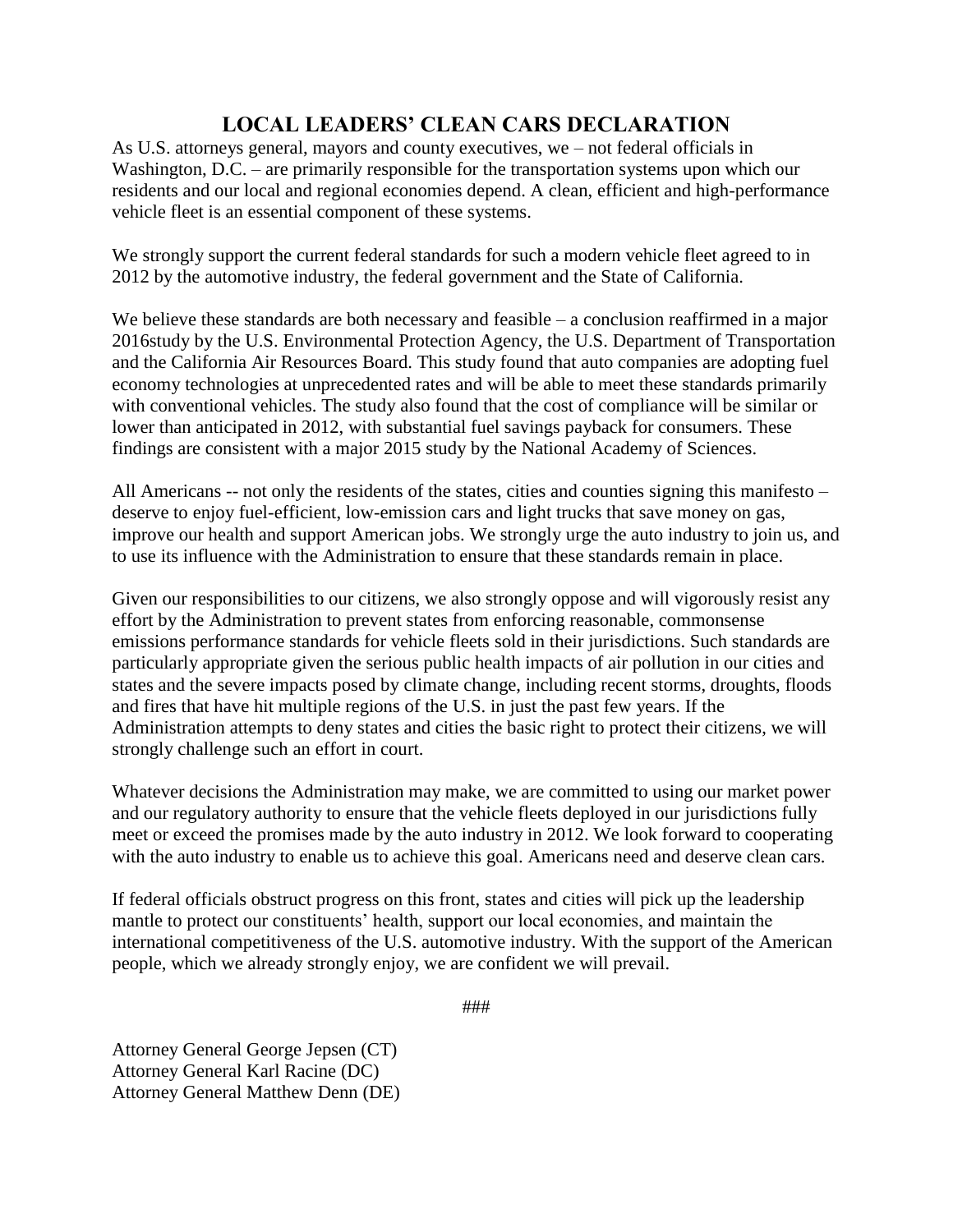# LOCAL LEADERS' CLEAN CARS DECLARATION

As U.S. attorneys general, mayors and county executives, we – not federal officials in Washington, D.C. – are primarily responsible for the transportation systems upon which our residents and our local and regional economies depend. A clean, efficient and high-performance vehicle fleet is an essential component of these systems.

We strongly support the current federal standards for such a modern vehicle fleet agreed to in 2012 by the automotive industry, the federal government and the State of California.

We believe these standards are both necessary and feasible – a conclusion reaffirmed in a major 2016study by the U.S. Environmental Protection Agency, the U.S. Department of Transportation and the California Air Resources Board. This study found that auto companies are adopting fuel economy technologies at unprecedented rates and will be able to meet these standards primarily with conventional vehicles. The study also found that the cost of compliance will be similar or lower than anticipated in 2012, with substantial fuel savings payback for consumers. These findings are consistent with a major 2015 study by the National Academy of Sciences.

All Americans -- not only the residents of the states, cities and counties signing this manifesto – deserve to enjoy fuel-efficient, low-emission cars and light trucks that save money on gas, improve our health and support American jobs. We strongly urge the auto industry to join us, and to use its influence with the Administration to ensure that these standards remain in place.

Given our responsibilities to our citizens, we also strongly oppose and will vigorously resist any effort by the Administration to prevent states from enforcing reasonable, commonsense emissions performance standards for vehicle fleets sold in their jurisdictions. Such standards are particularly appropriate given the serious public health impacts of air pollution in our cities and states and the severe impacts posed by climate change, including recent storms, droughts, floods and fires that have hit multiple regions of the U.S. in just the past few years. If the Administration attempts to deny states and cities the basic right to protect their citizens, we will strongly challenge such an effort in court.

Whatever decisions the Administration may make, we are committed to using our market power and our regulatory authority to ensure that the vehicle fleets deployed in our jurisdictions fully meet or exceed the promises made by the auto industry in 2012. We look forward to cooperating with the auto industry to enable us to achieve this goal. Americans need and deserve clean cars.

If federal officials obstruct progress on this front, states and cities will pick up the leadership mantle to protect our constituents' health, support our local economies, and maintain the international competitiveness of the U.S. automotive industry. With the support of the American people, which we already strongly enjoy, we are confident we will prevail.

###

Attorney General George Jepsen (CT)
Attorney General Karl Racine (DC)
Attorney General Matthew Denn (DE)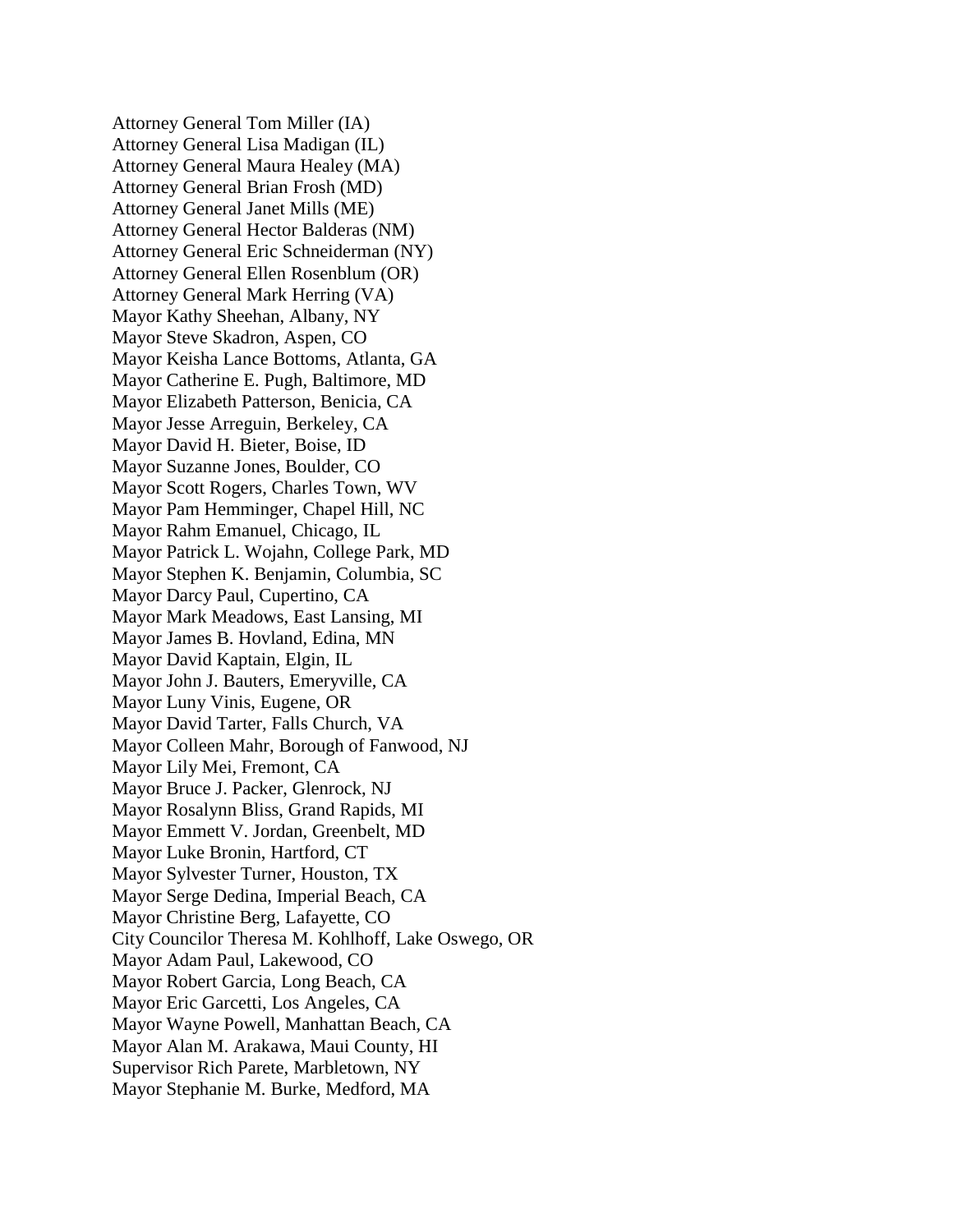Attorney General Tom Miller (IA)
Attorney General Lisa Madigan (IL)
Attorney General Maura Healey (MA)
Attorney General Brian Frosh (MD)
Attorney General Janet Mills (ME)
Attorney General Hector Balderas (NM)
Attorney General Eric Schneiderman (NY)
Attorney General Ellen Rosenblum (OR)
Attorney General Mark Herring (VA)
Mayor Kathy Sheehan, Albany, NY
Mayor Steve Skadron, Aspen, CO
Mayor Keisha Lance Bottoms, Atlanta, GA
Mayor Catherine E. Pugh, Baltimore, MD
Mayor Elizabeth Patterson, Benicia, CA
Mayor Jesse Arreguin, Berkeley, CA
Mayor David H. Bieter, Boise, ID
Mayor Suzanne Jones, Boulder, CO
Mayor Scott Rogers, Charles Town, WV
Mayor Pam Hemminger, Chapel Hill, NC
Mayor Rahm Emanuel, Chicago, IL
Mayor Patrick L. Wojahn, College Park, MD
Mayor Stephen K. Benjamin, Columbia, SC
Mayor Darcy Paul, Cupertino, CA
Mayor Mark Meadows, East Lansing, MI
Mayor James B. Hovland, Edina, MN
Mayor David Kaptain, Elgin, IL
Mayor John J. Bauters, Emeryville, CA
Mayor Luny Vinis, Eugene, OR
Mayor David Tarter, Falls Church, VA
Mayor Colleen Mahr, Borough of Fanwood, NJ
Mayor Lily Mei, Fremont, CA
Mayor Bruce J. Packer, Glenrock, NJ
Mayor Rosalynn Bliss, Grand Rapids, MI
Mayor Emmett V. Jordan, Greenbelt, MD
Mayor Luke Bronin, Hartford, CT
Mayor Sylvester Turner, Houston, TX
Mayor Serge Dedina, Imperial Beach, CA
Mayor Christine Berg, Lafayette, CO
City Councilor Theresa M. Kohlhoff, Lake Oswego, OR
Mayor Adam Paul, Lakewood, CO
Mayor Robert Garcia, Long Beach, CA
Mayor Eric Garcetti, Los Angeles, CA
Mayor Wayne Powell, Manhattan Beach, CA
Mayor Alan M. Arakawa, Maui County, HI
Supervisor Rich Parete, Marbletown, NY
Mayor Stephanie M. Burke, Medford, MA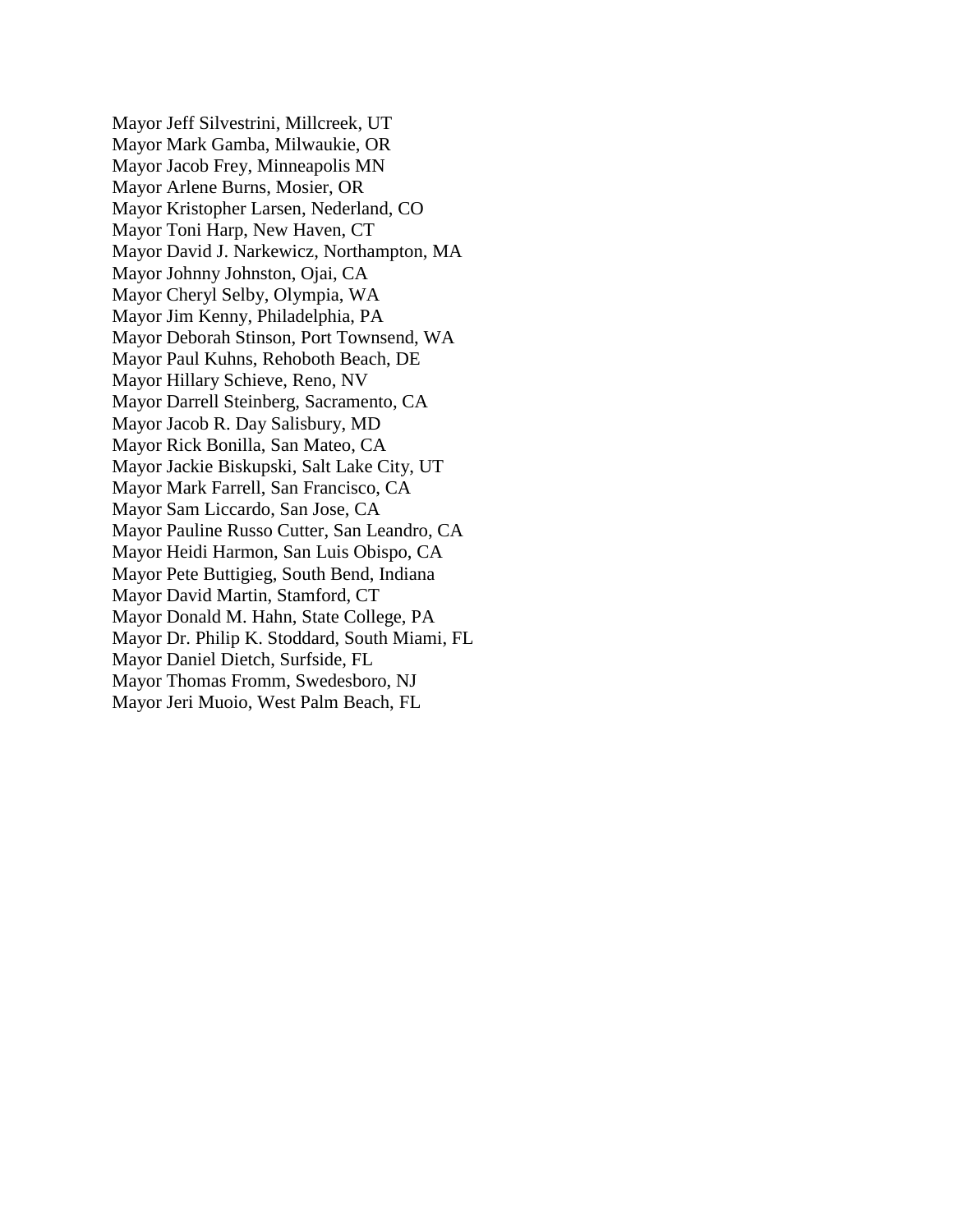Mayor Jeff Silvestrini, Millcreek, UT
Mayor Mark Gamba, Milwaukie, OR
Mayor Jacob Frey, Minneapolis MN
Mayor Arlene Burns, Mosier, OR
Mayor Kristopher Larsen, Nederland, CO
Mayor Toni Harp, New Haven, CT
Mayor David J. Narkewicz, Northampton, MA
Mayor Johnny Johnston, Ojai, CA
Mayor Cheryl Selby, Olympia, WA
Mayor Jim Kenny, Philadelphia, PA
Mayor Deborah Stinson, Port Townsend, WA
Mayor Paul Kuhns, Rehoboth Beach, DE
Mayor Hillary Schieve, Reno, NV
Mayor Darrell Steinberg, Sacramento, CA
Mayor Jacob R. Day Salisbury, MD
Mayor Rick Bonilla, San Mateo, CA
Mayor Jackie Biskupski, Salt Lake City, UT
Mayor Mark Farrell, San Francisco, CA
Mayor Sam Liccardo, San Jose, CA
Mayor Pauline Russo Cutter, San Leandro, CA
Mayor Heidi Harmon, San Luis Obispo, CA
Mayor Pete Buttigieg, South Bend, Indiana
Mayor David Martin, Stamford, CT
Mayor Donald M. Hahn, State College, PA
Mayor Dr. Philip K. Stoddard, South Miami, FL
Mayor Daniel Dietch, Surfside, FL
Mayor Thomas Fromm, Swedesboro, NJ
Mayor Jeri Muoio, West Palm Beach, FL